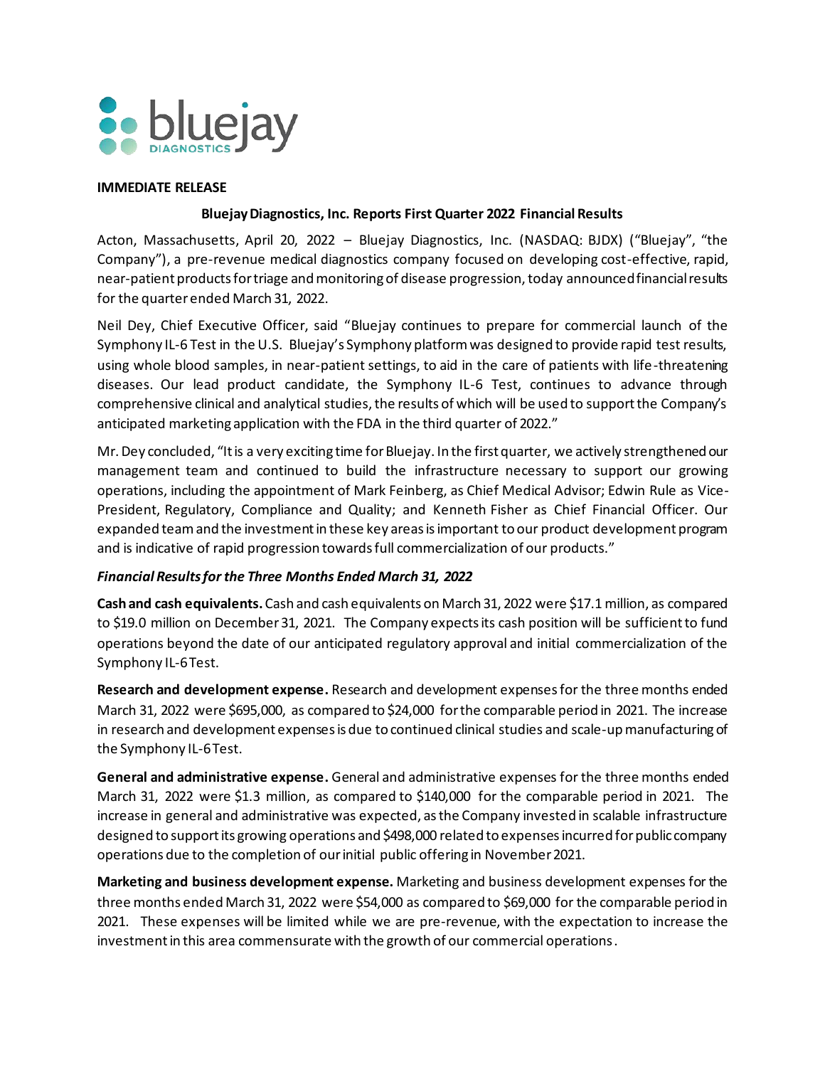**IMMEDIATE RELEASE**

**Bluejay Diagnostics, Inc. Reports First Quarter 2022 Financial Results**

Acton, Massachusetts, April 20, 2022 – Bluejay Diagnostics, Inc. (NASDAQ: BJDX) ("Bluejay", "the Company"), a pre-revenue medical diagnostics company focused on developing cost-effective, rapid, near-patient products for triage and monitoring of disease progression, today announced financial results for the quarter ended March 31, 2022.

Neil Dey, Chief Executive Officer, said "Bluejay continues to prepare for commercial launch of the Symphony IL-6 Test in the U.S. Bluejay's Symphony platform was designed to provide rapid test results, using whole blood samples, in near-patient settings, to aid in the care of patients with life-threatening diseases. Our lead product candidate, the Symphony IL-6 Test, continues to advance through comprehensive clinical and analytical studies, the results of which will be used to support the Company's anticipated marketing application with the FDA in the third quarter of 2022."

Mr. Dey concluded, "It is a very exciting time for Bluejay. In the first quarter, we actively strengthened our management team and continued to build the infrastructure necessary to support our growing operations, including the appointment of Mark Feinberg, as Chief Medical Advisor; Edwin Rule as Vice-President, Regulatory, Compliance and Quality; and Kenneth Fisher as Chief Financial Officer. Our expanded team and the investment in these key areas is important to our product development program and is indicative of rapid progression towards full commercialization of our products."

***Financial Results for the Three Months Ended March 31, 2022***

**Cash and cash equivalents.** Cash and cash equivalents on March 31, 2022 were $17.1 million, as compared to $19.0 million on December 31, 2021. The Company expects its cash position will be sufficient to fund operations beyond the date of our anticipated regulatory approval and initial commercialization of the Symphony IL-6 Test.

**Research and development expense.** Research and development expenses for the three months ended March 31, 2022 were $695,000, as compared to $24,000 for the comparable period in 2021. The increase in research and development expenses is due to continued clinical studies and scale-up manufacturing of the Symphony IL-6 Test.

**General and administrative expense.** General and administrative expenses for the three months ended March 31, 2022 were $1.3 million, as compared to $140,000 for the comparable period in 2021. The increase in general and administrative was expected, as the Company invested in scalable infrastructure designed to support its growing operations and $498,000 related to expenses incurred for public company operations due to the completion of our initial public offering in November 2021.

**Marketing and business development expense.** Marketing and business development expenses for the three months ended March 31, 2022 were $54,000 as compared to $69,000 for the comparable period in 2021. These expenses will be limited while we are pre-revenue, with the expectation to increase the investment in this area commensurate with the growth of our commercial operations.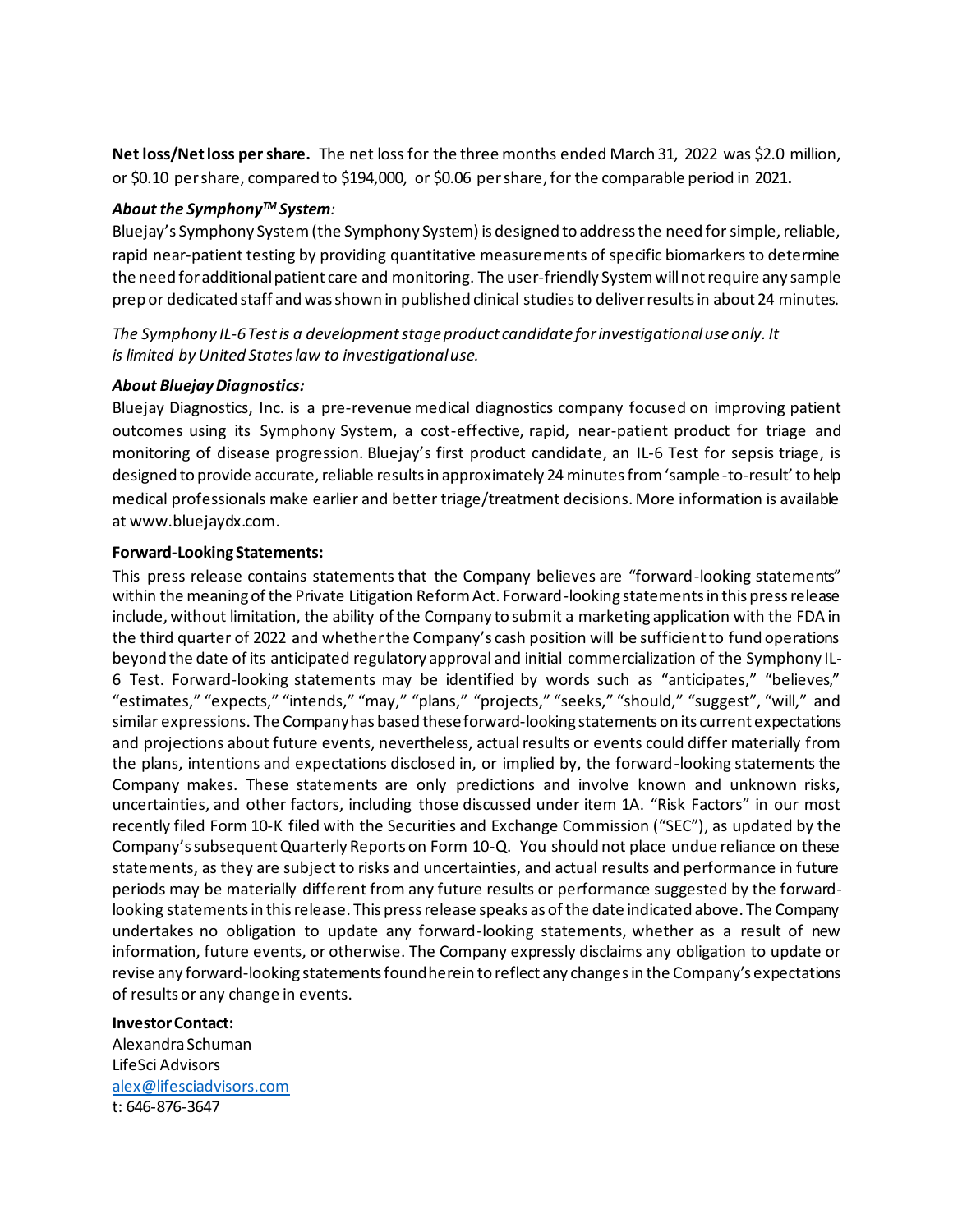**Net loss/Net loss per share.** The net loss for the three months ended March 31, 2022 was $2.0 million, or $0.10 per share, compared to $194,000, or $0.06 per share, for the comparable period in 2021**.**

***About the Symphony™ System****:*
Bluejay's Symphony System (the Symphony System) is designed to address the need for simple, reliable, rapid near-patient testing by providing quantitative measurements of specific biomarkers to determine the need for additional patient care and monitoring. The user-friendly System will not require any sample prep or dedicated staff and was shown in published clinical studies to deliver results in about 24 minutes.

*The Symphony IL-6 Test is a development stage product candidate for investigational use only. It is limited by United States law to investigational use.*

***About Bluejay Diagnostics:***
Bluejay Diagnostics, Inc. is a pre-revenue medical diagnostics company focused on improving patient outcomes using its Symphony System, a cost-effective, rapid, near-patient product for triage and monitoring of disease progression. Bluejay's first product candidate, an IL-6 Test for sepsis triage, is designed to provide accurate, reliable results in approximately 24 minutes from 'sample-to-result' to help medical professionals make earlier and better triage/treatment decisions. More information is available at www.bluejaydx.com.

**Forward-Looking Statements:**
This press release contains statements that the Company believes are "forward-looking statements" within the meaning of the Private Litigation Reform Act. Forward-looking statements in this press release include, without limitation, the ability of the Company to submit a marketing application with the FDA in the third quarter of 2022 and whether the Company's cash position will be sufficient to fund operations beyond the date of its anticipated regulatory approval and initial commercialization of the Symphony IL-6 Test. Forward-looking statements may be identified by words such as "anticipates," "believes," "estimates," "expects," "intends," "may," "plans," "projects," "seeks," "should," "suggest", "will," and similar expressions. The Company has based these forward-looking statements on its current expectations and projections about future events, nevertheless, actual results or events could differ materially from the plans, intentions and expectations disclosed in, or implied by, the forward-looking statements the Company makes. These statements are only predictions and involve known and unknown risks, uncertainties, and other factors, including those discussed under item 1A. "Risk Factors" in our most recently filed Form 10-K filed with the Securities and Exchange Commission ("SEC"), as updated by the Company's subsequent Quarterly Reports on Form 10-Q. You should not place undue reliance on these statements, as they are subject to risks and uncertainties, and actual results and performance in future periods may be materially different from any future results or performance suggested by the forward-looking statements in this release. This press release speaks as of the date indicated above. The Company undertakes no obligation to update any forward-looking statements, whether as a result of new information, future events, or otherwise. The Company expressly disclaims any obligation to update or revise any forward-looking statements found herein to reflect any changes in the Company's expectations of results or any change in events.

**Investor Contact:**
Alexandra Schuman
LifeSci Advisors
alex@lifesciadvisors.com
t: 646-876-3647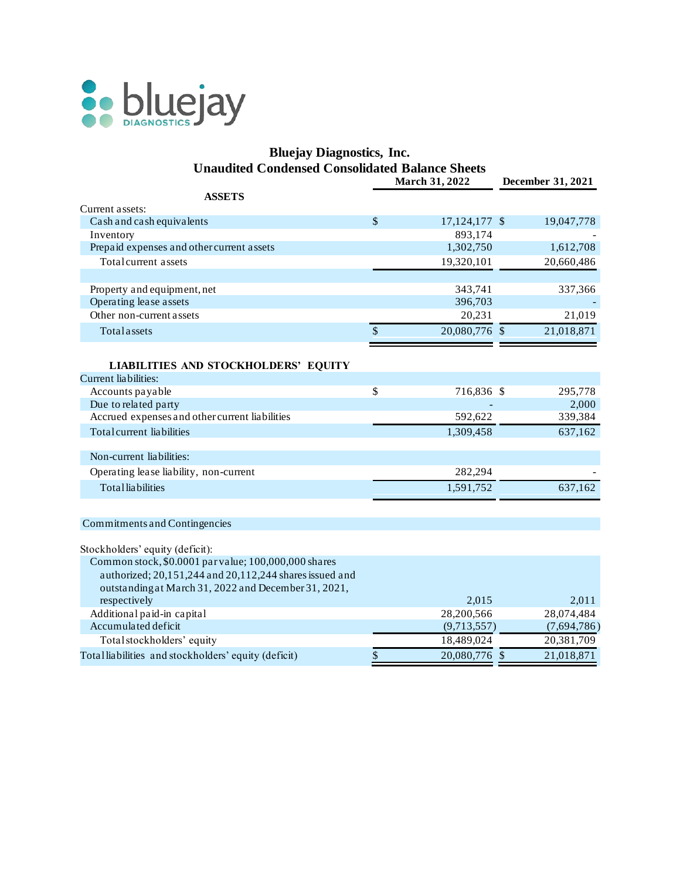bluejay DIAGNOSTICS

# Bluejay Diagnostics, Inc.

## Unaudited Condensed Consolidated Balance Sheets

| | March 31, 2022 | December 31, 2021 |
|---|---|---|
| **ASSETS** | | |
| Current assets: | | |
| Cash and cash equivalents | $ 17,124,177 | $ 19,047,778 |
| Inventory | 893,174 | - |
| Prepaid expenses and other current assets | 1,302,750 | 1,612,708 |
| Total current assets | 19,320,101 | 20,660,486 |
| | | |
| Property and equipment, net | 343,741 | 337,366 |
| Operating lease assets | 396,703 | - |
| Other non-current assets | 20,231 | 21,019 |
| Total assets | $ 20,080,776 | $ 21,018,871 |
| | | |
| **LIABILITIES AND STOCKHOLDERS' EQUITY** | | |
| Current liabilities: | | |
| Accounts payable | $ 716,836 | $ 295,778 |
| Due to related party | - | 2,000 |
| Accrued expenses and other current liabilities | 592,622 | 339,384 |
| Total current liabilities | 1,309,458 | 637,162 |
| | | |
| Non-current liabilities: | | |
| Operating lease liability, non-current | 282,294 | - |
| Total liabilities | 1,591,752 | 637,162 |
| | | |
| Commitments and Contingencies | | |
| | | |
| Stockholders' equity (deficit): | | |
| Common stock, $0.0001 par value; 100,000,000 shares authorized; 20,151,244 and 20,112,244 shares issued and outstanding at March 31, 2022 and December 31, 2021, respectively | 2,015 | 2,011 |
| Additional paid-in capital | 28,200,566 | 28,074,484 |
| Accumulated deficit | (9,713,557) | (7,694,786) |
| Total stockholders' equity | 18,489,024 | 20,381,709 |
| Total liabilities and stockholders' equity (deficit) | $ 20,080,776 | $ 21,018,871 |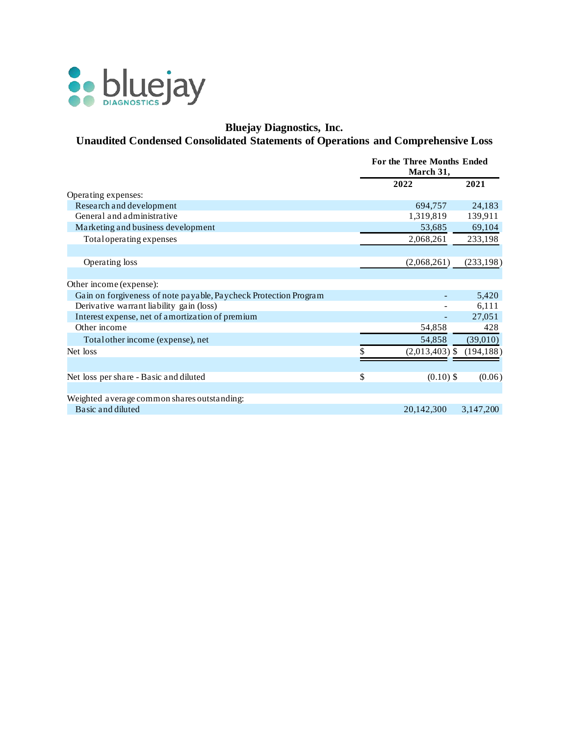# Bluejay Diagnostics, Inc.

## Unaudited Condensed Consolidated Statements of Operations and Comprehensive Loss

| | For the Three Months Ended March 31, | |
|---|---|---|
| | 2022 | 2021 |
| Operating expenses: | | |
| Research and development | 694,757 | 24,183 |
| General and administrative | 1,319,819 | 139,911 |
| Marketing and business development | 53,685 | 69,104 |
| Total operating expenses | 2,068,261 | 233,198 |
| Operating loss | (2,068,261) | (233,198) |
| Other income (expense): | | |
| Gain on forgiveness of note payable, Paycheck Protection Program | - | 5,420 |
| Derivative warrant liability gain (loss) | - | 6,111 |
| Interest expense, net of amortization of premium | - | 27,051 |
| Other income | 54,858 | 428 |
| Total other income (expense), net | 54,858 | (39,010) |
| Net loss | $ (2,013,403) | $ (194,188) |
| Net loss per share - Basic and diluted | $ (0.10) | $ (0.06) |
| Weighted average common shares outstanding: | | |
| Basic and diluted | 20,142,300 | 3,147,200 |